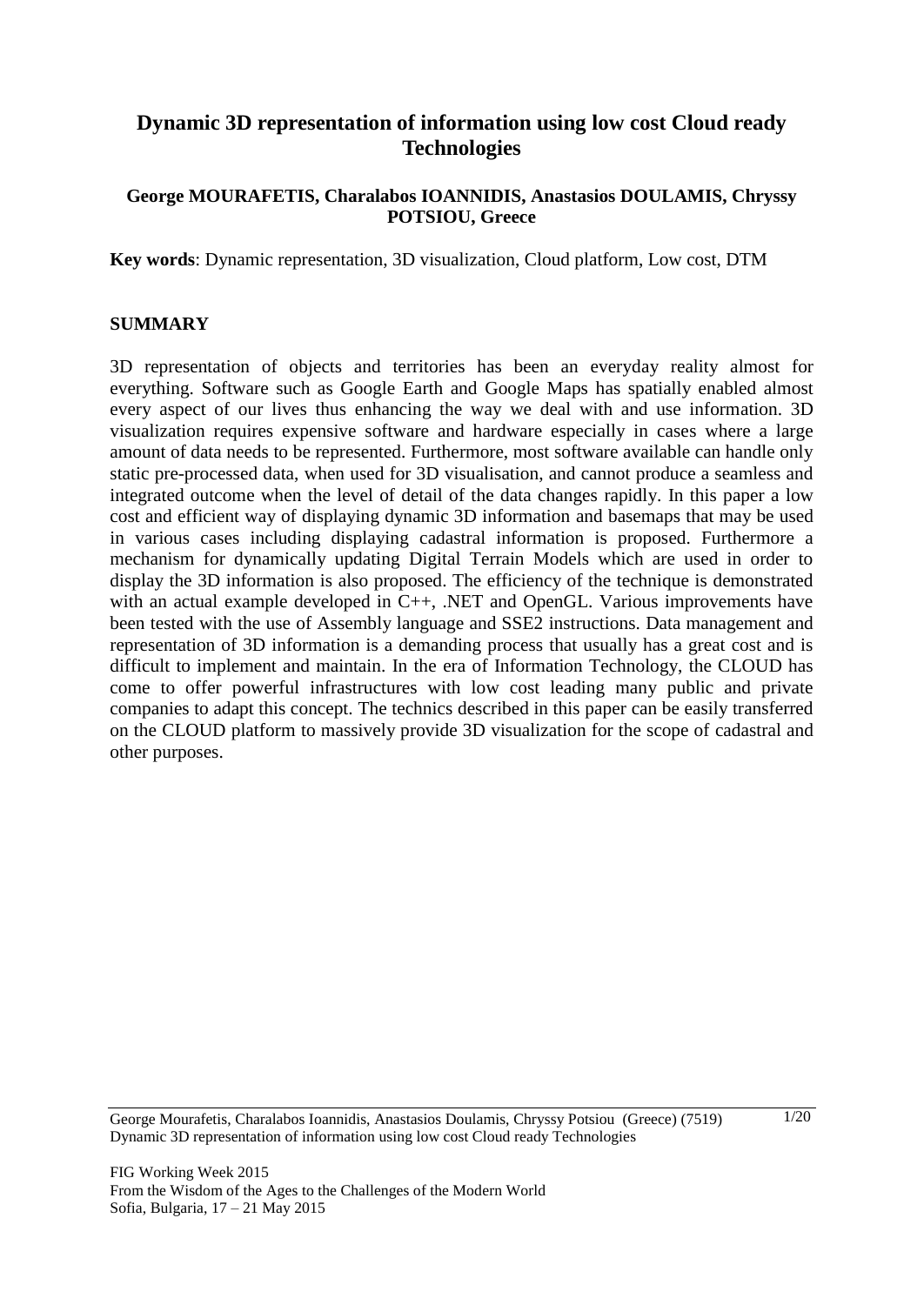# Dynamic 3D representation of information using low cost Cloud ready Technologies

**George MOURAFETIS, Charalabos IOANNIDIS, Anastasios DOULAMIS, Chryssy POTSIOU, Greece**

**Key words**: Dynamic representation, 3D visualization, Cloud platform, Low cost, DTM

## SUMMARY

3D representation of objects and territories has been an everyday reality almost for everything. Software such as Google Earth and Google Maps has spatially enabled almost every aspect of our lives thus enhancing the way we deal with and use information. 3D visualization requires expensive software and hardware especially in cases where a large amount of data needs to be represented. Furthermore, most software available can handle only static pre-processed data, when used for 3D visualisation, and cannot produce a seamless and integrated outcome when the level of detail of the data changes rapidly. In this paper a low cost and efficient way of displaying dynamic 3D information and basemaps that may be used in various cases including displaying cadastral information is proposed. Furthermore a mechanism for dynamically updating Digital Terrain Models which are used in order to display the 3D information is also proposed. The efficiency of the technique is demonstrated with an actual example developed in C++, .NET and OpenGL. Various improvements have been tested with the use of Assembly language and SSE2 instructions. Data management and representation of 3D information is a demanding process that usually has a great cost and is difficult to implement and maintain. In the era of Information Technology, the CLOUD has come to offer powerful infrastructures with low cost leading many public and private companies to adapt this concept. The technics described in this paper can be easily transferred on the CLOUD platform to massively provide 3D visualization for the scope of cadastral and other purposes.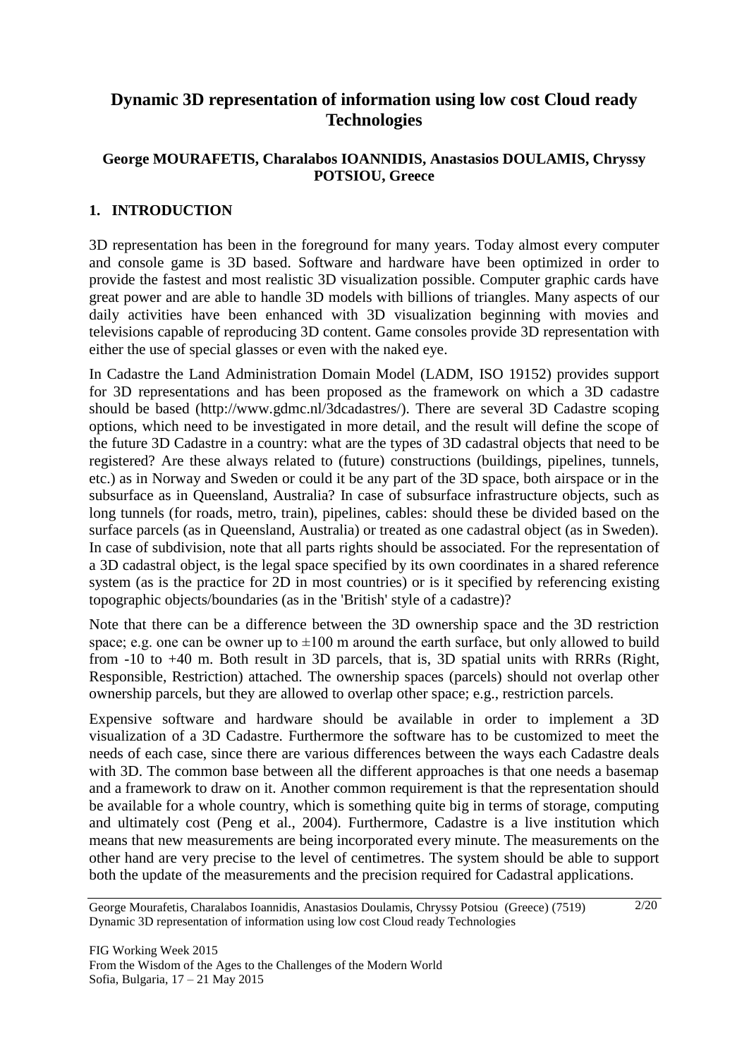# Dynamic 3D representation of information using low cost Cloud ready Technologies

**George MOURAFETIS, Charalabos IOANNIDIS, Anastasios DOULAMIS, Chryssy POTSIOU, Greece**

## 1. INTRODUCTION

3D representation has been in the foreground for many years. Today almost every computer and console game is 3D based. Software and hardware have been optimized in order to provide the fastest and most realistic 3D visualization possible. Computer graphic cards have great power and are able to handle 3D models with billions of triangles. Many aspects of our daily activities have been enhanced with 3D visualization beginning with movies and televisions capable of reproducing 3D content. Game consoles provide 3D representation with either the use of special glasses or even with the naked eye.

In Cadastre the Land Administration Domain Model (LADM, ISO 19152) provides support for 3D representations and has been proposed as the framework on which a 3D cadastre should be based (http://www.gdmc.nl/3dcadastres/). There are several 3D Cadastre scoping options, which need to be investigated in more detail, and the result will define the scope of the future 3D Cadastre in a country: what are the types of 3D cadastral objects that need to be registered? Are these always related to (future) constructions (buildings, pipelines, tunnels, etc.) as in Norway and Sweden or could it be any part of the 3D space, both airspace or in the subsurface as in Queensland, Australia? In case of subsurface infrastructure objects, such as long tunnels (for roads, metro, train), pipelines, cables: should these be divided based on the surface parcels (as in Queensland, Australia) or treated as one cadastral object (as in Sweden). In case of subdivision, note that all parts rights should be associated. For the representation of a 3D cadastral object, is the legal space specified by its own coordinates in a shared reference system (as is the practice for 2D in most countries) or is it specified by referencing existing topographic objects/boundaries (as in the 'British' style of a cadastre)?

Note that there can be a difference between the 3D ownership space and the 3D restriction space; e.g. one can be owner up to ±100 m around the earth surface, but only allowed to build from -10 to +40 m. Both result in 3D parcels, that is, 3D spatial units with RRRs (Right, Responsible, Restriction) attached. The ownership spaces (parcels) should not overlap other ownership parcels, but they are allowed to overlap other space; e.g., restriction parcels.

Expensive software and hardware should be available in order to implement a 3D visualization of a 3D Cadastre. Furthermore the software has to be customized to meet the needs of each case, since there are various differences between the ways each Cadastre deals with 3D. The common base between all the different approaches is that one needs a basemap and a framework to draw on it. Another common requirement is that the representation should be available for a whole country, which is something quite big in terms of storage, computing and ultimately cost (Peng et al., 2004). Furthermore, Cadastre is a live institution which means that new measurements are being incorporated every minute. The measurements on the other hand are very precise to the level of centimetres. The system should be able to support both the update of the measurements and the precision required for Cadastral applications.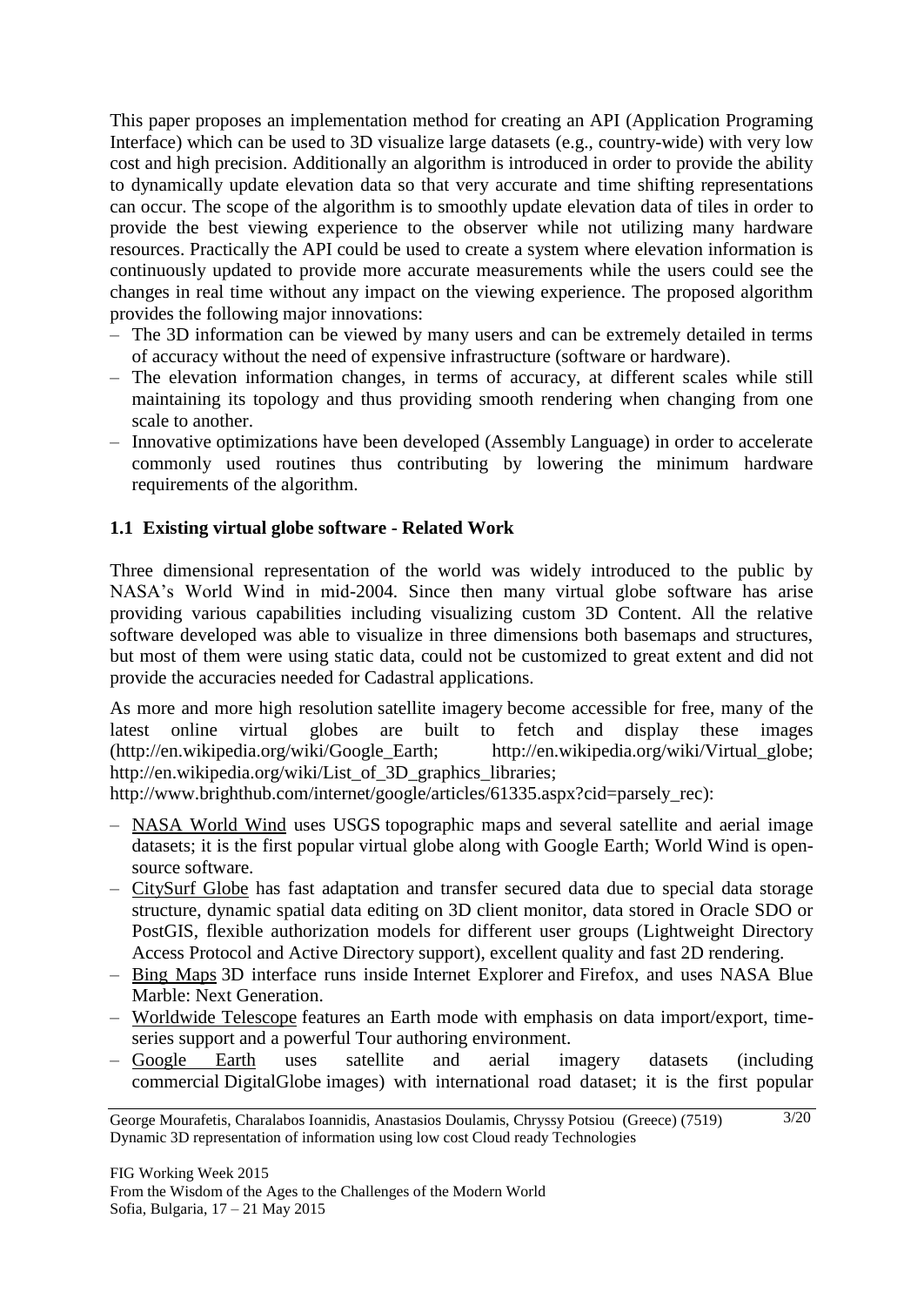This paper proposes an implementation method for creating an API (Application Programing Interface) which can be used to 3D visualize large datasets (e.g., country-wide) with very low cost and high precision. Additionally an algorithm is introduced in order to provide the ability to dynamically update elevation data so that very accurate and time shifting representations can occur. The scope of the algorithm is to smoothly update elevation data of tiles in order to provide the best viewing experience to the observer while not utilizing many hardware resources. Practically the API could be used to create a system where elevation information is continuously updated to provide more accurate measurements while the users could see the changes in real time without any impact on the viewing experience. The proposed algorithm provides the following major innovations:

- The 3D information can be viewed by many users and can be extremely detailed in terms of accuracy without the need of expensive infrastructure (software or hardware).
- The elevation information changes, in terms of accuracy, at different scales while still maintaining its topology and thus providing smooth rendering when changing from one scale to another.
- Innovative optimizations have been developed (Assembly Language) in order to accelerate commonly used routines thus contributing by lowering the minimum hardware requirements of the algorithm.

### 1.1 Existing virtual globe software - Related Work

Three dimensional representation of the world was widely introduced to the public by NASA's World Wind in mid-2004. Since then many virtual globe software has arise providing various capabilities including visualizing custom 3D Content. All the relative software developed was able to visualize in three dimensions both basemaps and structures, but most of them were using static data, could not be customized to great extent and did not provide the accuracies needed for Cadastral applications.

As more and more high resolution satellite imagery become accessible for free, many of the latest online virtual globes are built to fetch and display these images (http://en.wikipedia.org/wiki/Google_Earth; http://en.wikipedia.org/wiki/Virtual_globe; http://en.wikipedia.org/wiki/List_of_3D_graphics_libraries; http://www.brighthub.com/internet/google/articles/61335.aspx?cid=parsely_rec):

- NASA World Wind uses USGS topographic maps and several satellite and aerial image datasets; it is the first popular virtual globe along with Google Earth; World Wind is open-source software.
- CitySurf Globe has fast adaptation and transfer secured data due to special data storage structure, dynamic spatial data editing on 3D client monitor, data stored in Oracle SDO or PostGIS, flexible authorization models for different user groups (Lightweight Directory Access Protocol and Active Directory support), excellent quality and fast 2D rendering.
- Bing Maps 3D interface runs inside Internet Explorer and Firefox, and uses NASA Blue Marble: Next Generation.
- Worldwide Telescope features an Earth mode with emphasis on data import/export, time-series support and a powerful Tour authoring environment.
- Google Earth uses satellite and aerial imagery datasets (including commercial DigitalGlobe images) with international road dataset; it is the first popular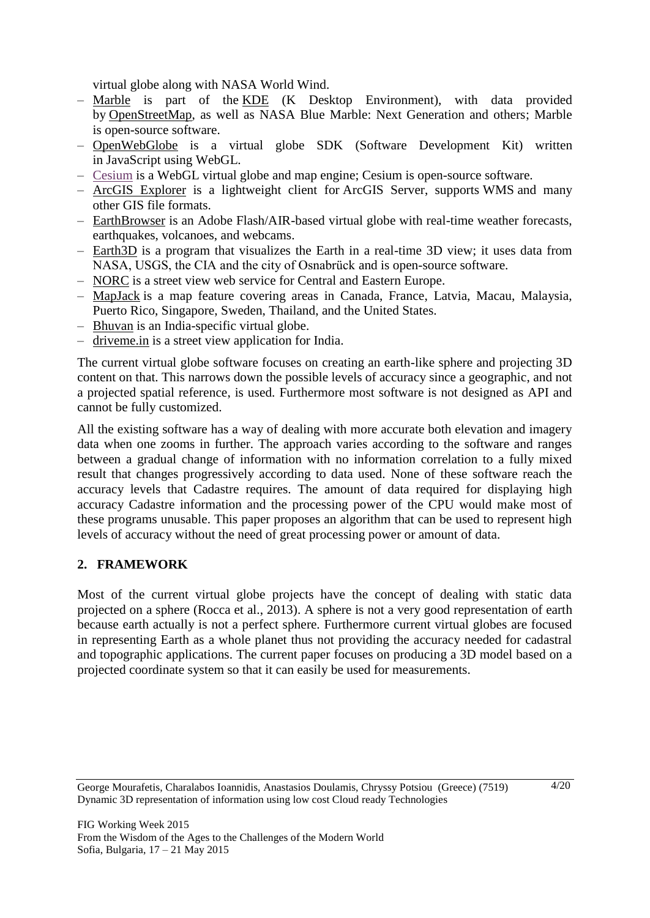virtual globe along with NASA World Wind.

- Marble is part of the KDE (K Desktop Environment), with data provided by OpenStreetMap, as well as NASA Blue Marble: Next Generation and others; Marble is open-source software.
- OpenWebGlobe is a virtual globe SDK (Software Development Kit) written in JavaScript using WebGL.
- Cesium is a WebGL virtual globe and map engine; Cesium is open-source software.
- ArcGIS Explorer is a lightweight client for ArcGIS Server, supports WMS and many other GIS file formats.
- EarthBrowser is an Adobe Flash/AIR-based virtual globe with real-time weather forecasts, earthquakes, volcanoes, and webcams.
- Earth3D is a program that visualizes the Earth in a real-time 3D view; it uses data from NASA, USGS, the CIA and the city of Osnabrück and is open-source software.
- NORC is a street view web service for Central and Eastern Europe.
- MapJack is a map feature covering areas in Canada, France, Latvia, Macau, Malaysia, Puerto Rico, Singapore, Sweden, Thailand, and the United States.
- Bhuvan is an India-specific virtual globe.
- driveme.in is a street view application for India.

The current virtual globe software focuses on creating an earth-like sphere and projecting 3D content on that. This narrows down the possible levels of accuracy since a geographic, and not a projected spatial reference, is used. Furthermore most software is not designed as API and cannot be fully customized.

All the existing software has a way of dealing with more accurate both elevation and imagery data when one zooms in further. The approach varies according to the software and ranges between a gradual change of information with no information correlation to a fully mixed result that changes progressively according to data used. None of these software reach the accuracy levels that Cadastre requires. The amount of data required for displaying high accuracy Cadastre information and the processing power of the CPU would make most of these programs unusable. This paper proposes an algorithm that can be used to represent high levels of accuracy without the need of great processing power or amount of data.

## 2. FRAMEWORK

Most of the current virtual globe projects have the concept of dealing with static data projected on a sphere (Rocca et al., 2013). A sphere is not a very good representation of earth because earth actually is not a perfect sphere. Furthermore current virtual globes are focused in representing Earth as a whole planet thus not providing the accuracy needed for cadastral and topographic applications. The current paper focuses on producing a 3D model based on a projected coordinate system so that it can easily be used for measurements.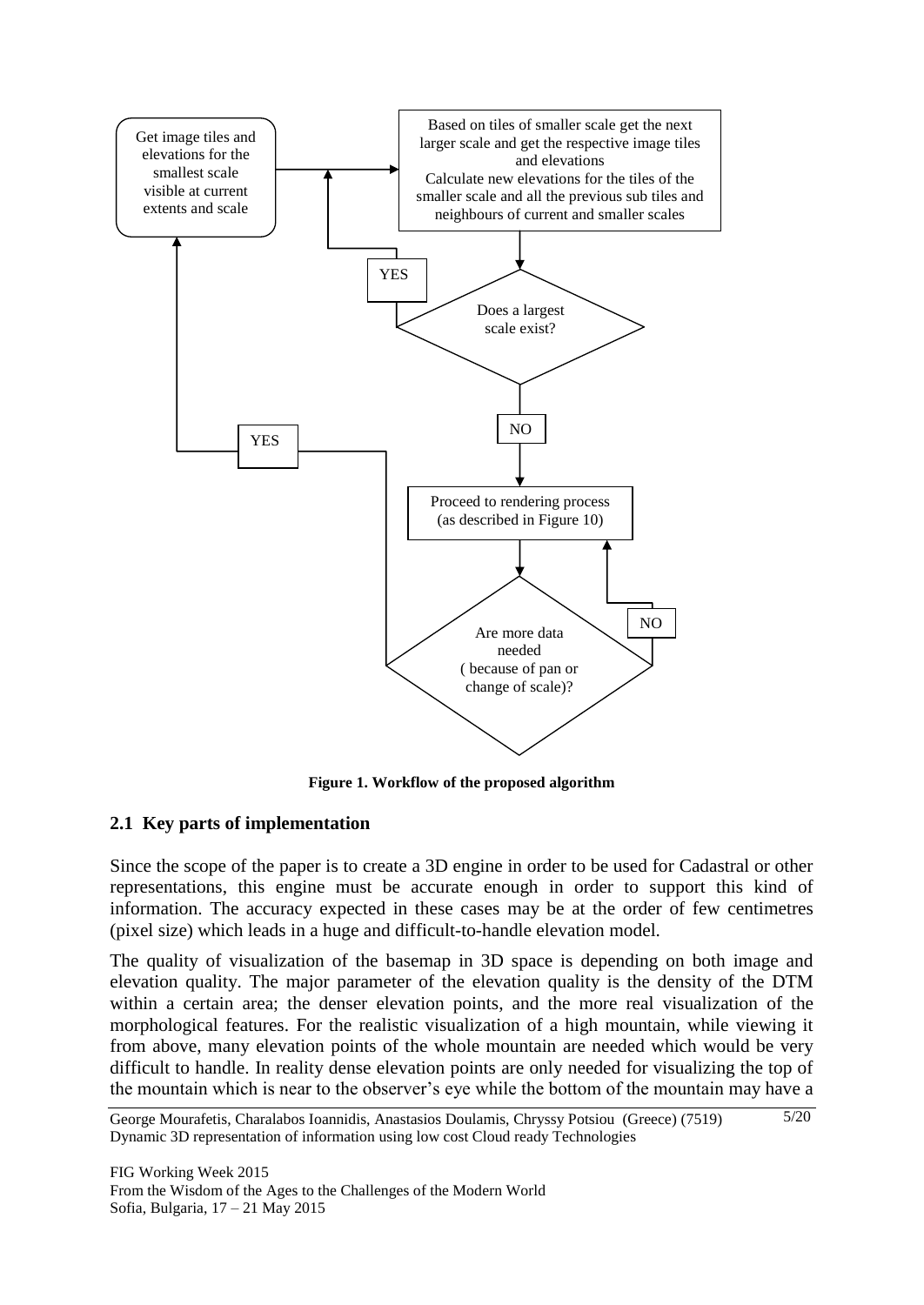Get image tiles and elevations for the smallest scale visible at current extents and scale

Based on tiles of smaller scale get the next larger scale and get the respective image tiles and elevations
Calculate new elevations for the tiles of the smaller scale and all the previous sub tiles and neighbours of current and smaller scales

Does a largest scale exist?

YES

NO

Proceed to rendering process (as described in Figure 10)

Are more data needed ( because of pan or change of scale)?

YES

NO

**Figure 1. Workflow of the proposed algorithm**

## 2.1 Key parts of implementation

Since the scope of the paper is to create a 3D engine in order to be used for Cadastral or other representations, this engine must be accurate enough in order to support this kind of information. The accuracy expected in these cases may be at the order of few centimetres (pixel size) which leads in a huge and difficult-to-handle elevation model.

The quality of visualization of the basemap in 3D space is depending on both image and elevation quality. The major parameter of the elevation quality is the density of the DTM within a certain area; the denser elevation points, and the more real visualization of the morphological features. For the realistic visualization of a high mountain, while viewing it from above, many elevation points of the whole mountain are needed which would be very difficult to handle. In reality dense elevation points are only needed for visualizing the top of the mountain which is near to the observer's eye while the bottom of the mountain may have a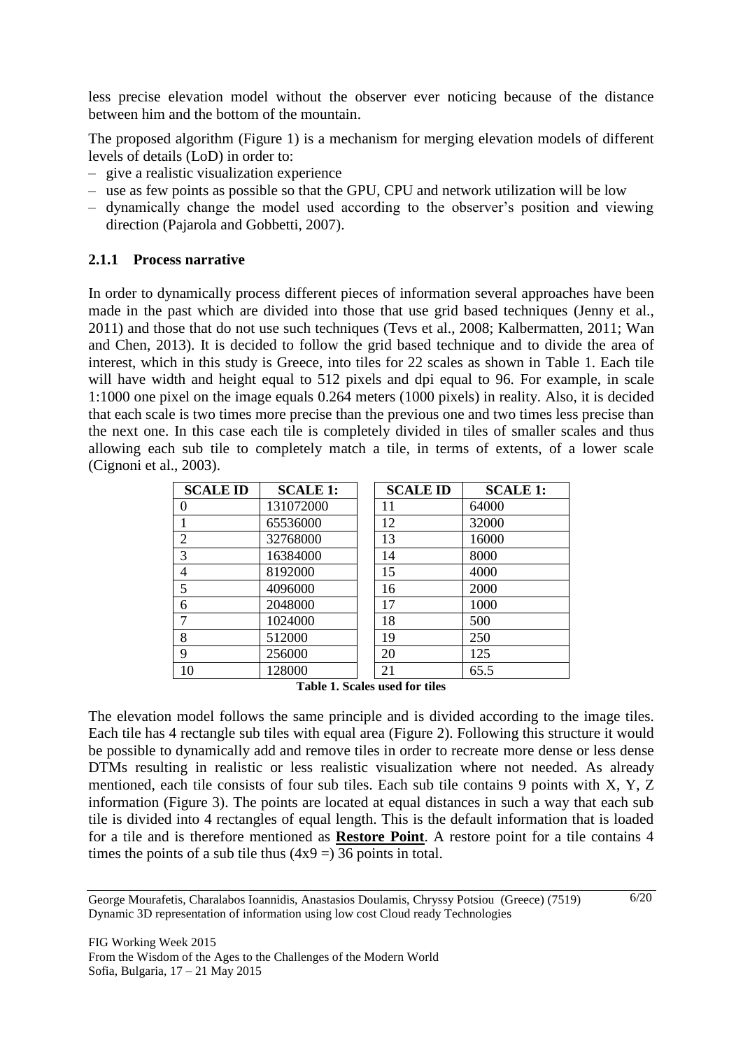less precise elevation model without the observer ever noticing because of the distance between him and the bottom of the mountain.

The proposed algorithm (Figure 1) is a mechanism for merging elevation models of different levels of details (LoD) in order to:

- give a realistic visualization experience
- use as few points as possible so that the GPU, CPU and network utilization will be low
- dynamically change the model used according to the observer's position and viewing direction (Pajarola and Gobbetti, 2007).

### 2.1.1 Process narrative

In order to dynamically process different pieces of information several approaches have been made in the past which are divided into those that use grid based techniques (Jenny et al., 2011) and those that do not use such techniques (Tevs et al., 2008; Kalbermatten, 2011; Wan and Chen, 2013). It is decided to follow the grid based technique and to divide the area of interest, which in this study is Greece, into tiles for 22 scales as shown in Table 1. Each tile will have width and height equal to 512 pixels and dpi equal to 96. For example, in scale 1:1000 one pixel on the image equals 0.264 meters (1000 pixels) in reality. Also, it is decided that each scale is two times more precise than the previous one and two times less precise than the next one. In this case each tile is completely divided in tiles of smaller scales and thus allowing each sub tile to completely match a tile, in terms of extents, of a lower scale (Cignoni et al., 2003).

| SCALE ID | SCALE 1: | SCALE ID | SCALE 1: |
|---|---|---|---|
| 0 | 131072000 | 11 | 64000 |
| 1 | 65536000 | 12 | 32000 |
| 2 | 32768000 | 13 | 16000 |
| 3 | 16384000 | 14 | 8000 |
| 4 | 8192000 | 15 | 4000 |
| 5 | 4096000 | 16 | 2000 |
| 6 | 2048000 | 17 | 1000 |
| 7 | 1024000 | 18 | 500 |
| 8 | 512000 | 19 | 250 |
| 9 | 256000 | 20 | 125 |
| 10 | 128000 | 21 | 65.5 |

**Table 1. Scales used for tiles**

The elevation model follows the same principle and is divided according to the image tiles. Each tile has 4 rectangle sub tiles with equal area (Figure 2). Following this structure it would be possible to dynamically add and remove tiles in order to recreate more dense or less dense DTMs resulting in realistic or less realistic visualization where not needed. As already mentioned, each tile consists of four sub tiles. Each sub tile contains 9 points with X, Y, Z information (Figure 3). The points are located at equal distances in such a way that each sub tile is divided into 4 rectangles of equal length. This is the default information that is loaded for a tile and is therefore mentioned as **Restore Point**. A restore point for a tile contains 4 times the points of a sub tile thus (4x9 =) 36 points in total.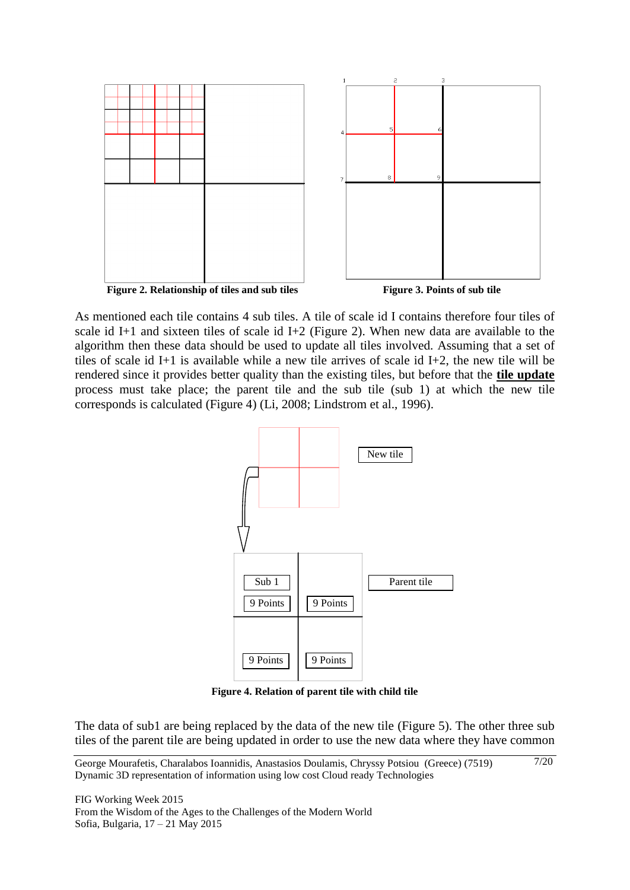**Figure 2. Relationship of tiles and sub tiles**

**Figure 3. Points of sub tile**

As mentioned each tile contains 4 sub tiles. A tile of scale id I contains therefore four tiles of scale id I+1 and sixteen tiles of scale id I+2 (Figure 2). When new data are available to the algorithm then these data should be used to update all tiles involved. Assuming that a set of tiles of scale id I+1 is available while a new tile arrives of scale id I+2, the new tile will be rendered since it provides better quality than the existing tiles, but before that the **tile update** process must take place; the parent tile and the sub tile (sub 1) at which the new tile corresponds is calculated (Figure 4) (Li, 2008; Lindstrom et al., 1996).

**Figure 4. Relation of parent tile with child tile**

The data of sub1 are being replaced by the data of the new tile (Figure 5). The other three sub tiles of the parent tile are being updated in order to use the new data where they have common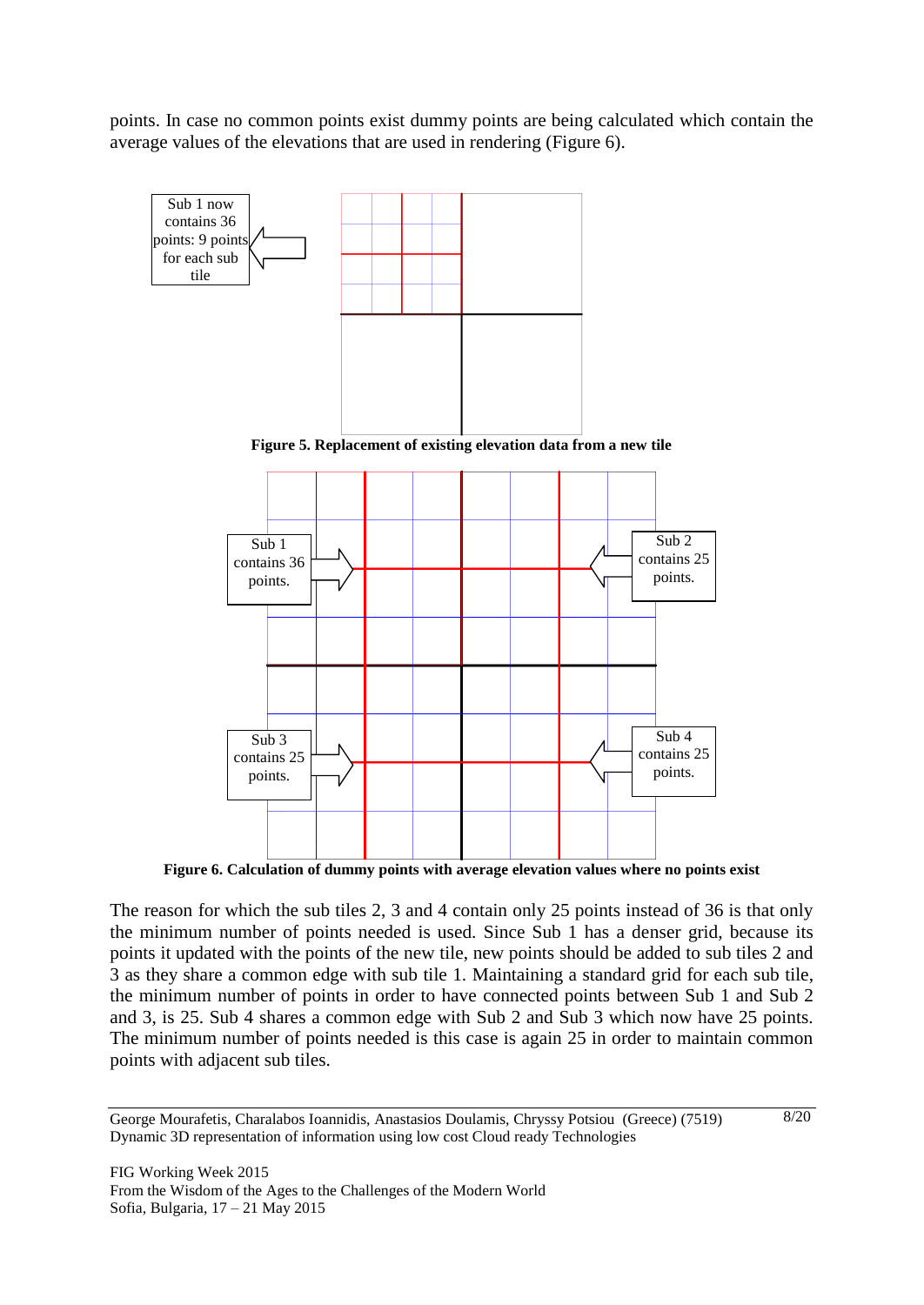points. In case no common points exist dummy points are being calculated which contain the average values of the elevations that are used in rendering (Figure 6).

Sub 1 now contains 36 points: 9 points for each sub tile

**Figure 5. Replacement of existing elevation data from a new tile**

Sub 1 contains 36 points.

Sub 2 contains 25 points.

Sub 3 contains 25 points.

Sub 4 contains 25 points.

**Figure 6. Calculation of dummy points with average elevation values where no points exist**

The reason for which the sub tiles 2, 3 and 4 contain only 25 points instead of 36 is that only the minimum number of points needed is used. Since Sub 1 has a denser grid, because its points it updated with the points of the new tile, new points should be added to sub tiles 2 and 3 as they share a common edge with sub tile 1. Maintaining a standard grid for each sub tile, the minimum number of points in order to have connected points between Sub 1 and Sub 2 and 3, is 25. Sub 4 shares a common edge with Sub 2 and Sub 3 which now have 25 points. The minimum number of points needed is this case is again 25 in order to maintain common points with adjacent sub tiles.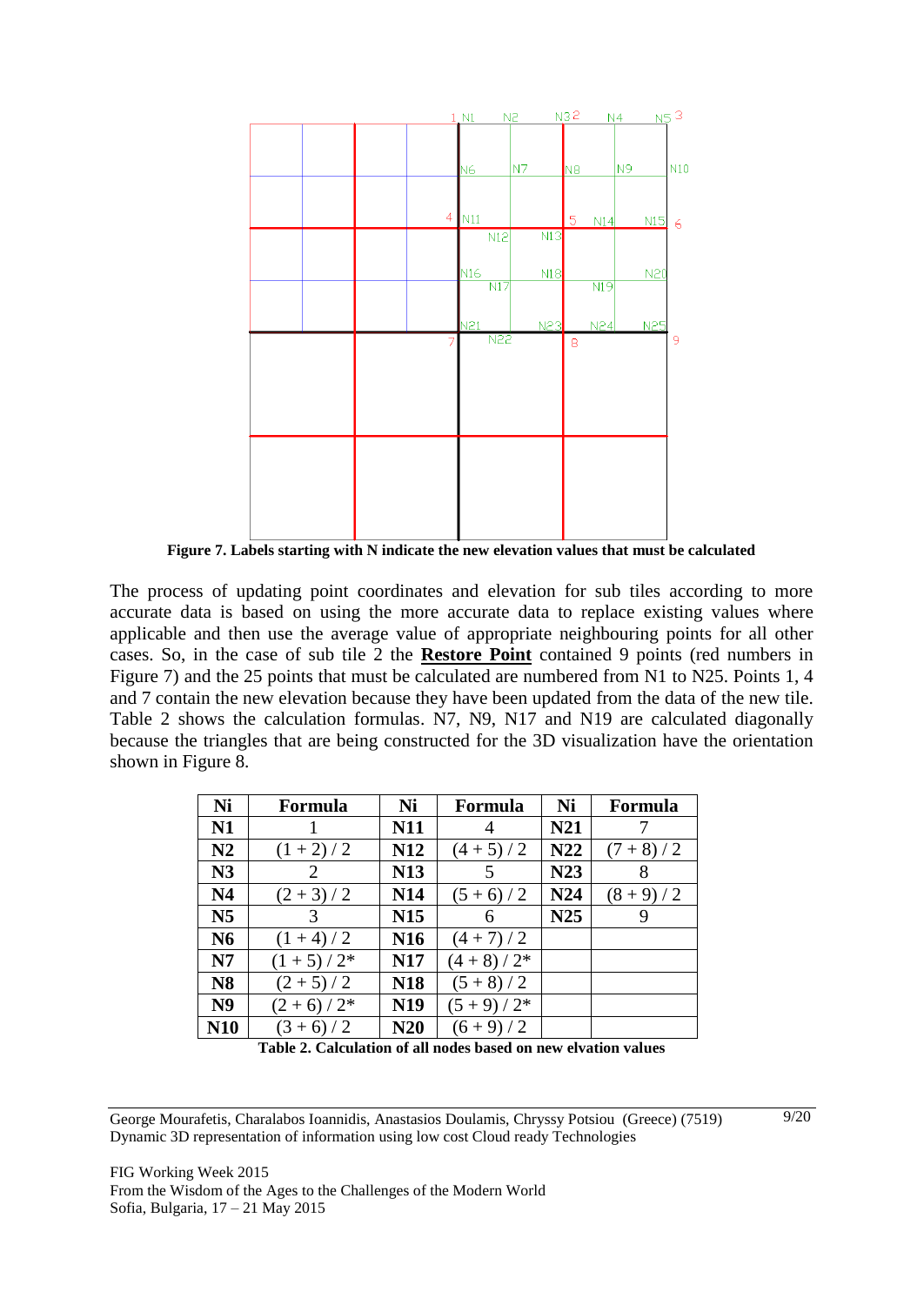Figure 7. Labels starting with N indicate the new elevation values that must be calculated

The process of updating point coordinates and elevation for sub tiles according to more accurate data is based on using the more accurate data to replace existing values where applicable and then use the average value of appropriate neighbouring points for all other cases. So, in the case of sub tile 2 the **Restore Point** contained 9 points (red numbers in Figure 7) and the 25 points that must be calculated are numbered from N1 to N25. Points 1, 4 and 7 contain the new elevation because they have been updated from the data of the new tile. Table 2 shows the calculation formulas. N7, N9, N17 and N19 are calculated diagonally because the triangles that are being constructed for the 3D visualization have the orientation shown in Figure 8.

| Ni | Formula | Ni | Formula | Ni | Formula |
|---|---|---|---|---|---|
| **N1** | 1 | **N11** | 4 | **N21** | 7 |
| **N2** | (1 + 2) / 2 | **N12** | (4 + 5) / 2 | **N22** | (7 + 8) / 2 |
| **N3** | 2 | **N13** | 5 | **N23** | 8 |
| **N4** | (2 + 3) / 2 | **N14** | (5 + 6) / 2 | **N24** | (8 + 9) / 2 |
| **N5** | 3 | **N15** | 6 | **N25** | 9 |
| **N6** | (1 + 4) / 2 | **N16** | (4 + 7) / 2 | | |
| **N7** | (1 + 5) / 2* | **N17** | (4 + 8) / 2* | | |
| **N8** | (2 + 5) / 2 | **N18** | (5 + 8) / 2 | | |
| **N9** | (2 + 6) / 2* | **N19** | (5 + 9) / 2* | | |
| **N10** | (3 + 6) / 2 | **N20** | (6 + 9) / 2 | | |

**Table 2. Calculation of all nodes based on new elvation values**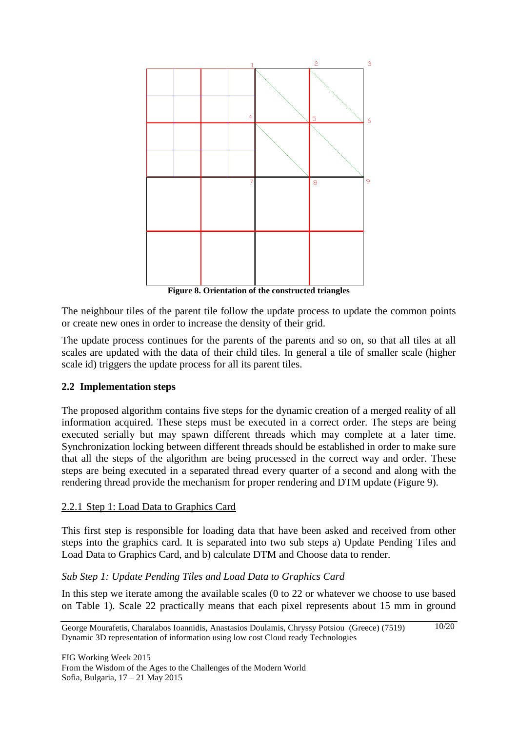**Figure 8. Orientation of the constructed triangles**

The neighbour tiles of the parent tile follow the update process to update the common points or create new ones in order to increase the density of their grid.

The update process continues for the parents of the parents and so on, so that all tiles at all scales are updated with the data of their child tiles. In general a tile of smaller scale (higher scale id) triggers the update process for all its parent tiles.

## 2.2 Implementation steps

The proposed algorithm contains five steps for the dynamic creation of a merged reality of all information acquired. These steps must be executed in a correct order. The steps are being executed serially but may spawn different threads which may complete at a later time. Synchronization locking between different threads should be established in order to make sure that all the steps of the algorithm are being processed in the correct way and order. These steps are being executed in a separated thread every quarter of a second and along with the rendering thread provide the mechanism for proper rendering and DTM update (Figure 9).

### 2.2.1 Step 1: Load Data to Graphics Card

This first step is responsible for loading data that have been asked and received from other steps into the graphics card. It is separated into two sub steps a) Update Pending Tiles and Load Data to Graphics Card, and b) calculate DTM and Choose data to render.

*Sub Step 1: Update Pending Tiles and Load Data to Graphics Card*

In this step we iterate among the available scales (0 to 22 or whatever we choose to use based on Table 1). Scale 22 practically means that each pixel represents about 15 mm in ground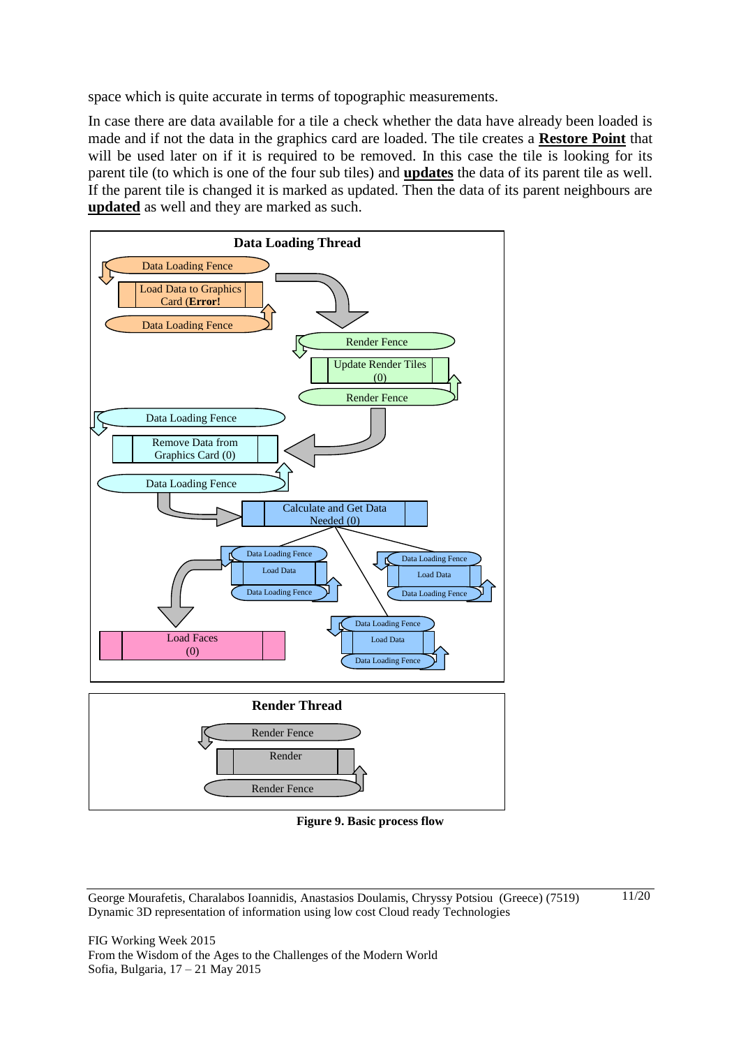space which is quite accurate in terms of topographic measurements.

In case there are data available for a tile a check whether the data have already been loaded is made and if not the data in the graphics card are loaded. The tile creates a **Restore Point** that will be used later on if it is required to be removed. In this case the tile is looking for its parent tile (to which is one of the four sub tiles) and **updates** the data of its parent tile as well. If the parent tile is changed it is marked as updated. Then the data of its parent neighbours are **updated** as well and they are marked as such.

**Data Loading Thread**

Data Loading Fence
Load Data to Graphics Card (**Error!**
Data Loading Fence

Render Fence
Update Render Tiles (0)
Render Fence

Data Loading Fence
Remove Data from Graphics Card (0)
Data Loading Fence

Calculate and Get Data Needed (0)

Data Loading Fence
Load Data
Data Loading Fence

Data Loading Fence
Load Data
Data Loading Fence

Data Loading Fence
Load Data
Data Loading Fence

Load Faces (0)

**Render Thread**

Render Fence
Render
Render Fence

**Figure 9. Basic process flow**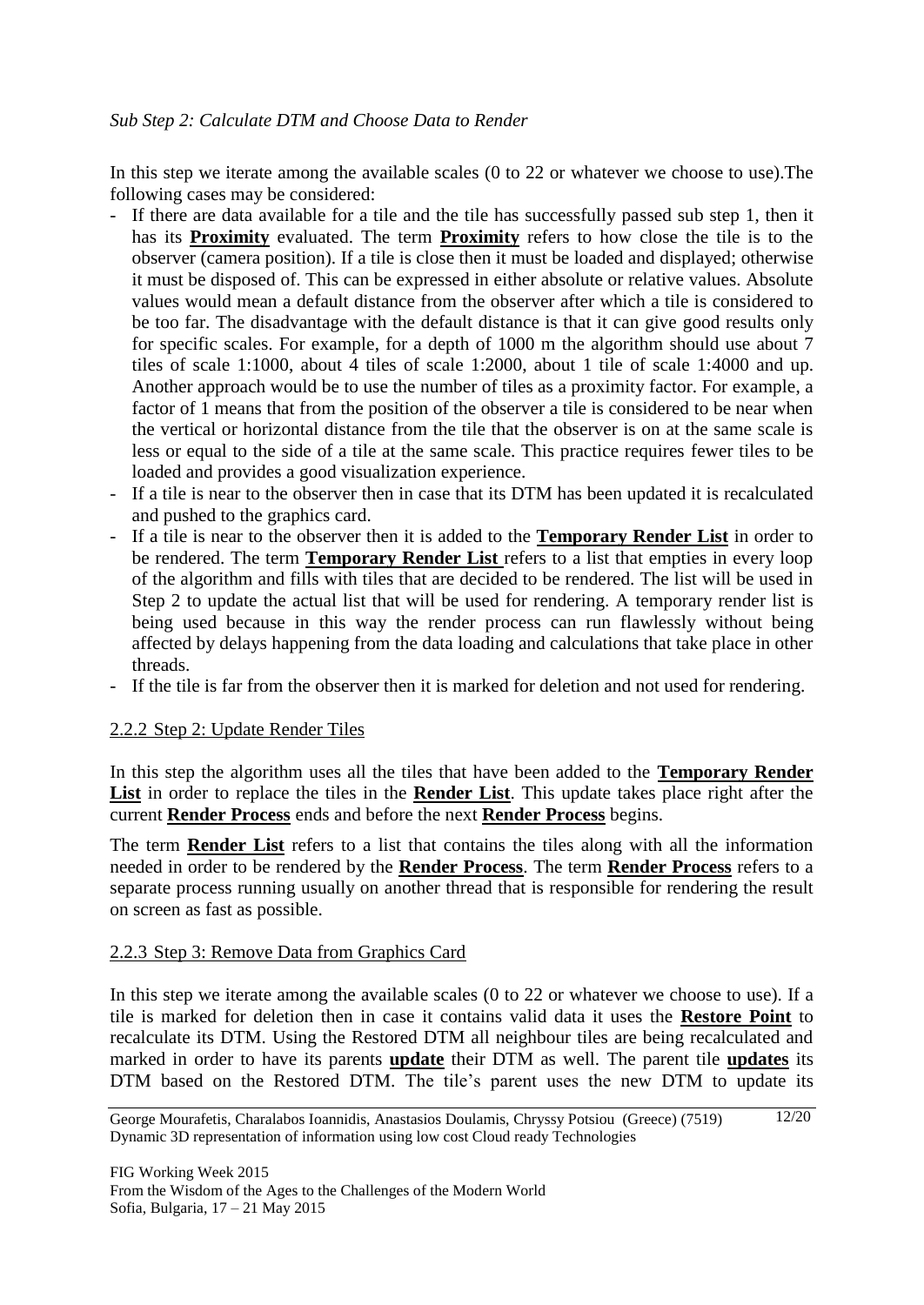*Sub Step 2: Calculate DTM and Choose Data to Render*

In this step we iterate among the available scales (0 to 22 or whatever we choose to use).The following cases may be considered:

- If there are data available for a tile and the tile has successfully passed sub step 1, then it has its **Proximity** evaluated. The term **Proximity** refers to how close the tile is to the observer (camera position). If a tile is close then it must be loaded and displayed; otherwise it must be disposed of. This can be expressed in either absolute or relative values. Absolute values would mean a default distance from the observer after which a tile is considered to be too far. The disadvantage with the default distance is that it can give good results only for specific scales. For example, for a depth of 1000 m the algorithm should use about 7 tiles of scale 1:1000, about 4 tiles of scale 1:2000, about 1 tile of scale 1:4000 and up. Another approach would be to use the number of tiles as a proximity factor. For example, a factor of 1 means that from the position of the observer a tile is considered to be near when the vertical or horizontal distance from the tile that the observer is on at the same scale is less or equal to the side of a tile at the same scale. This practice requires fewer tiles to be loaded and provides a good visualization experience.
- If a tile is near to the observer then in case that its DTM has been updated it is recalculated and pushed to the graphics card.
- If a tile is near to the observer then it is added to the **Temporary Render List** in order to be rendered. The term **Temporary Render List** refers to a list that empties in every loop of the algorithm and fills with tiles that are decided to be rendered. The list will be used in Step 2 to update the actual list that will be used for rendering. A temporary render list is being used because in this way the render process can run flawlessly without being affected by delays happening from the data loading and calculations that take place in other threads.
- If the tile is far from the observer then it is marked for deletion and not used for rendering.

### 2.2.2 Step 2: Update Render Tiles

In this step the algorithm uses all the tiles that have been added to the **Temporary Render List** in order to replace the tiles in the **Render List**. This update takes place right after the current **Render Process** ends and before the next **Render Process** begins.

The term **Render List** refers to a list that contains the tiles along with all the information needed in order to be rendered by the **Render Process**. The term **Render Process** refers to a separate process running usually on another thread that is responsible for rendering the result on screen as fast as possible.

### 2.2.3 Step 3: Remove Data from Graphics Card

In this step we iterate among the available scales (0 to 22 or whatever we choose to use). If a tile is marked for deletion then in case it contains valid data it uses the **Restore Point** to recalculate its DTM. Using the Restored DTM all neighbour tiles are being recalculated and marked in order to have its parents **update** their DTM as well. The parent tile **updates** its DTM based on the Restored DTM. The tile's parent uses the new DTM to update its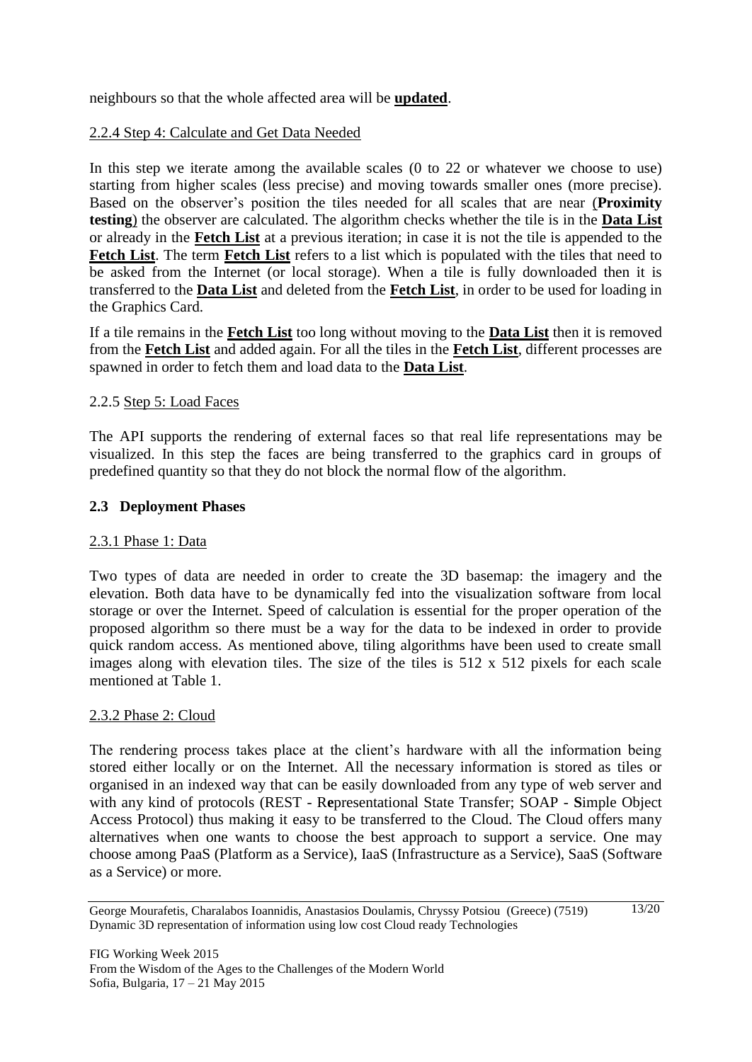neighbours so that the whole affected area will be **updated**.

### 2.2.4 Step 4: Calculate and Get Data Needed

In this step we iterate among the available scales (0 to 22 or whatever we choose to use) starting from higher scales (less precise) and moving towards smaller ones (more precise). Based on the observer's position the tiles needed for all scales that are near (**Proximity testing**) the observer are calculated. The algorithm checks whether the tile is in the **Data List** or already in the **Fetch List** at a previous iteration; in case it is not the tile is appended to the **Fetch List**. The term **Fetch List** refers to a list which is populated with the tiles that need to be asked from the Internet (or local storage). When a tile is fully downloaded then it is transferred to the **Data List** and deleted from the **Fetch List**, in order to be used for loading in the Graphics Card.

If a tile remains in the **Fetch List** too long without moving to the **Data List** then it is removed from the **Fetch List** and added again. For all the tiles in the **Fetch List**, different processes are spawned in order to fetch them and load data to the **Data List**.

### 2.2.5 Step 5: Load Faces

The API supports the rendering of external faces so that real life representations may be visualized. In this step the faces are being transferred to the graphics card in groups of predefined quantity so that they do not block the normal flow of the algorithm.

## 2.3 Deployment Phases

### 2.3.1 Phase 1: Data

Two types of data are needed in order to create the 3D basemap: the imagery and the elevation. Both data have to be dynamically fed into the visualization software from local storage or over the Internet. Speed of calculation is essential for the proper operation of the proposed algorithm so there must be a way for the data to be indexed in order to provide quick random access. As mentioned above, tiling algorithms have been used to create small images along with elevation tiles. The size of the tiles is 512 x 512 pixels for each scale mentioned at Table 1.

### 2.3.2 Phase 2: Cloud

The rendering process takes place at the client's hardware with all the information being stored either locally or on the Internet. All the necessary information is stored as tiles or organised in an indexed way that can be easily downloaded from any type of web server and with any kind of protocols (REST - R**e**presentational State Transfer; SOAP - **S**imple Object Access Protocol) thus making it easy to be transferred to the Cloud. The Cloud offers many alternatives when one wants to choose the best approach to support a service. One may choose among PaaS (Platform as a Service), IaaS (Infrastructure as a Service), SaaS (Software as a Service) or more.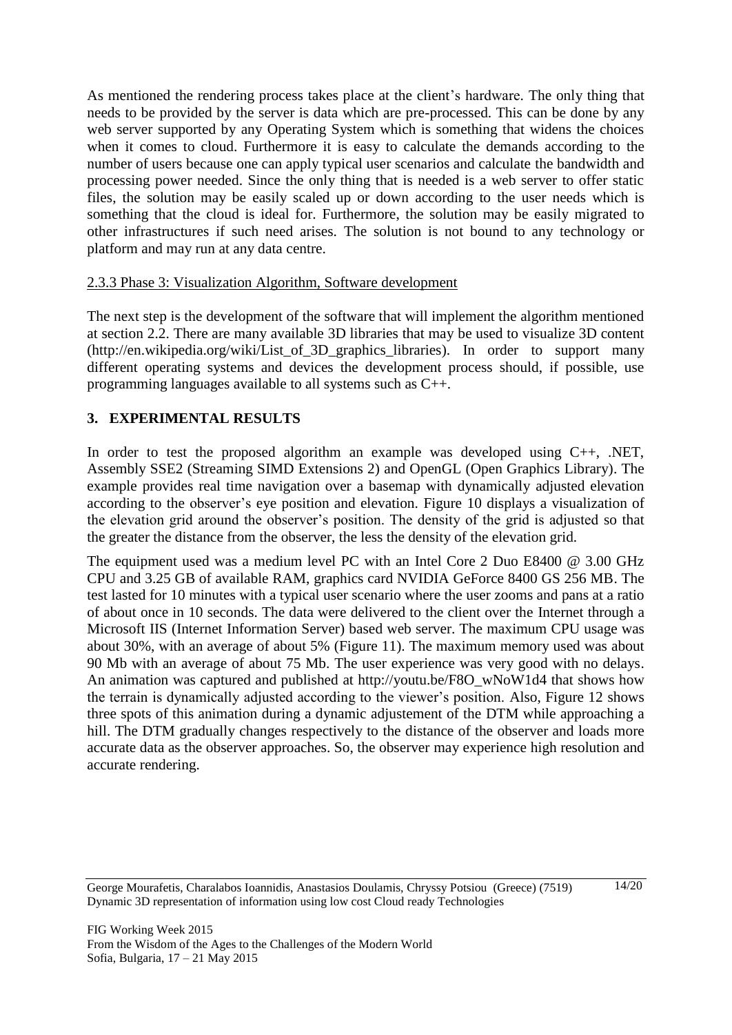As mentioned the rendering process takes place at the client's hardware. The only thing that needs to be provided by the server is data which are pre-processed. This can be done by any web server supported by any Operating System which is something that widens the choices when it comes to cloud. Furthermore it is easy to calculate the demands according to the number of users because one can apply typical user scenarios and calculate the bandwidth and processing power needed. Since the only thing that is needed is a web server to offer static files, the solution may be easily scaled up or down according to the user needs which is something that the cloud is ideal for. Furthermore, the solution may be easily migrated to other infrastructures if such need arises. The solution is not bound to any technology or platform and may run at any data centre.

### 2.3.3 Phase 3: Visualization Algorithm, Software development

The next step is the development of the software that will implement the algorithm mentioned at section 2.2. There are many available 3D libraries that may be used to visualize 3D content (http://en.wikipedia.org/wiki/List_of_3D_graphics_libraries). In order to support many different operating systems and devices the development process should, if possible, use programming languages available to all systems such as C++.

## 3. EXPERIMENTAL RESULTS

In order to test the proposed algorithm an example was developed using C++, .NET, Assembly SSE2 (Streaming SIMD Extensions 2) and OpenGL (Open Graphics Library). The example provides real time navigation over a basemap with dynamically adjusted elevation according to the observer's eye position and elevation. Figure 10 displays a visualization of the elevation grid around the observer's position. The density of the grid is adjusted so that the greater the distance from the observer, the less the density of the elevation grid.

The equipment used was a medium level PC with an Intel Core 2 Duo E8400 @ 3.00 GHz CPU and 3.25 GB of available RAM, graphics card NVIDIA GeForce 8400 GS 256 MB. The test lasted for 10 minutes with a typical user scenario where the user zooms and pans at a ratio of about once in 10 seconds. The data were delivered to the client over the Internet through a Microsoft IIS (Internet Information Server) based web server. The maximum CPU usage was about 30%, with an average of about 5% (Figure 11). The maximum memory used was about 90 Mb with an average of about 75 Mb. The user experience was very good with no delays. An animation was captured and published at http://youtu.be/F8O_wNoW1d4 that shows how the terrain is dynamically adjusted according to the viewer's position. Also, Figure 12 shows three spots of this animation during a dynamic adjustement of the DTM while approaching a hill. The DTM gradually changes respectively to the distance of the observer and loads more accurate data as the observer approaches. So, the observer may experience high resolution and accurate rendering.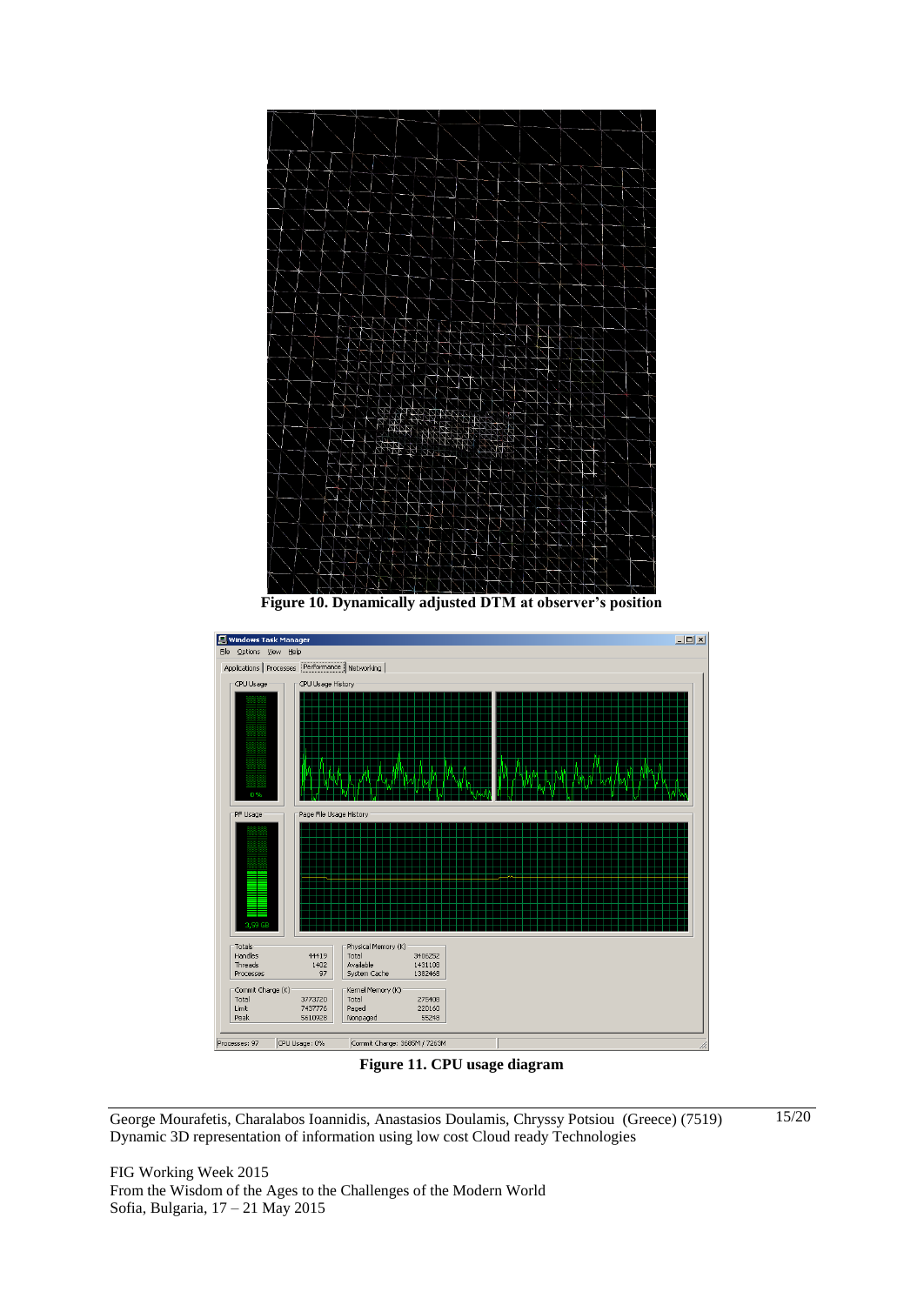**Figure 10. Dynamically adjusted DTM at observer's position**

**Figure 11. CPU usage diagram**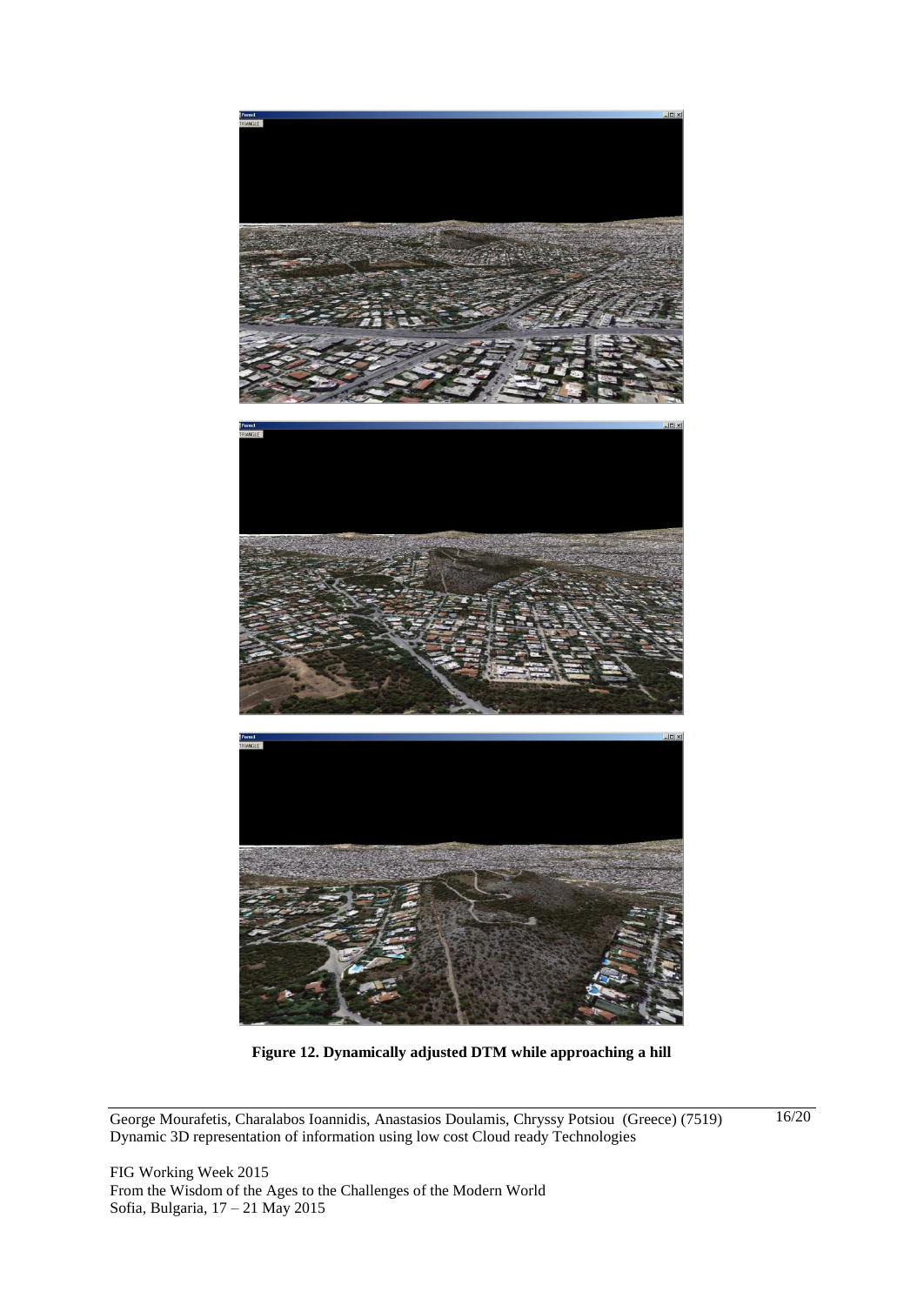**Figure 12. Dynamically adjusted DTM while approaching a hill**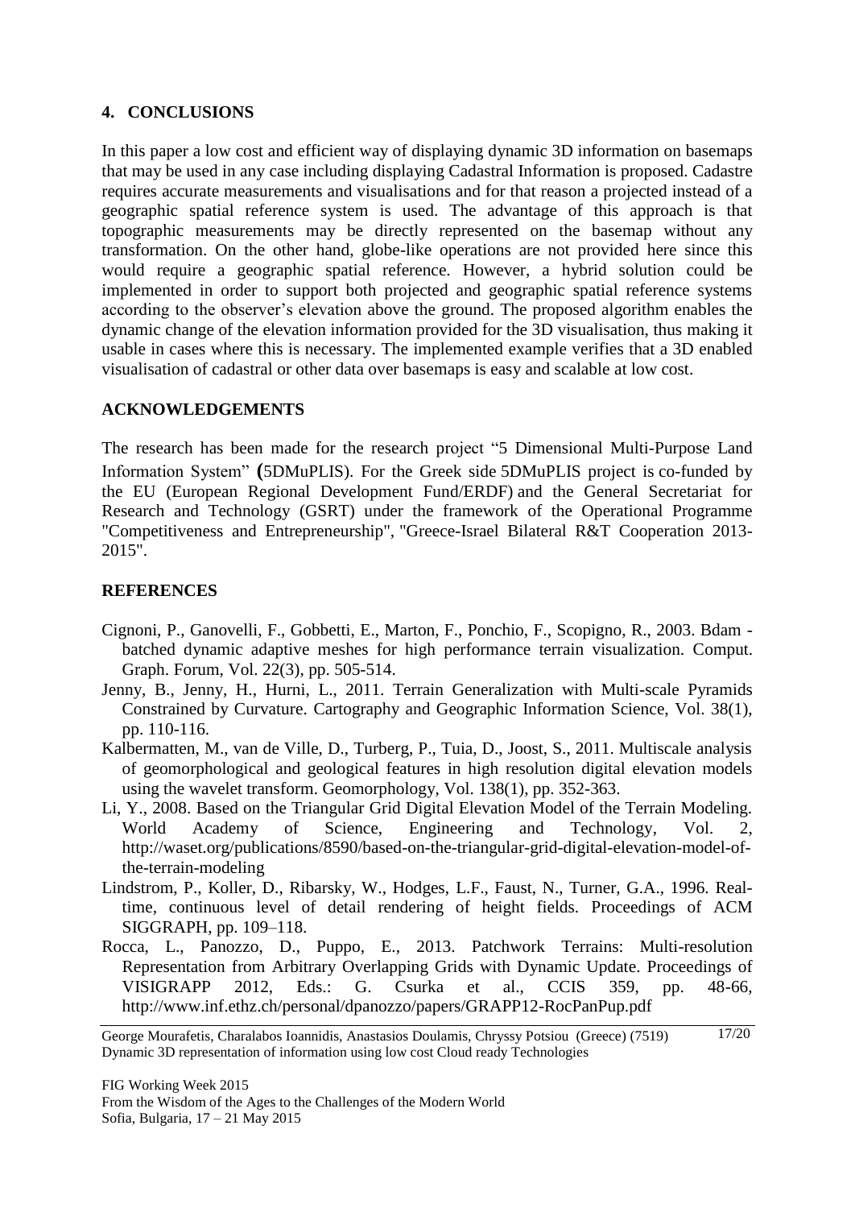## 4. CONCLUSIONS

In this paper a low cost and efficient way of displaying dynamic 3D information on basemaps that may be used in any case including displaying Cadastral Information is proposed. Cadastre requires accurate measurements and visualisations and for that reason a projected instead of a geographic spatial reference system is used. The advantage of this approach is that topographic measurements may be directly represented on the basemap without any transformation. On the other hand, globe-like operations are not provided here since this would require a geographic spatial reference. However, a hybrid solution could be implemented in order to support both projected and geographic spatial reference systems according to the observer's elevation above the ground. The proposed algorithm enables the dynamic change of the elevation information provided for the 3D visualisation, thus making it usable in cases where this is necessary. The implemented example verifies that a 3D enabled visualisation of cadastral or other data over basemaps is easy and scalable at low cost.

## ACKNOWLEDGEMENTS

The research has been made for the research project "5 Dimensional Multi-Purpose Land Information System" (5DMuPLIS). For the Greek side 5DMuPLIS project is co-funded by the EU (European Regional Development Fund/ERDF) and the General Secretariat for Research and Technology (GSRT) under the framework of the Operational Programme "Competitiveness and Entrepreneurship", "Greece-Israel Bilateral R&T Cooperation 2013-2015".

## REFERENCES

Cignoni, P., Ganovelli, F., Gobbetti, E., Marton, F., Ponchio, F., Scopigno, R., 2003. Bdam - batched dynamic adaptive meshes for high performance terrain visualization. Comput. Graph. Forum, Vol. 22(3), pp. 505-514.

Jenny, B., Jenny, H., Hurni, L., 2011. Terrain Generalization with Multi-scale Pyramids Constrained by Curvature. Cartography and Geographic Information Science, Vol. 38(1), pp. 110-116.

Kalbermatten, M., van de Ville, D., Turberg, P., Tuia, D., Joost, S., 2011. Multiscale analysis of geomorphological and geological features in high resolution digital elevation models using the wavelet transform. Geomorphology, Vol. 138(1), pp. 352-363.

Li, Y., 2008. Based on the Triangular Grid Digital Elevation Model of the Terrain Modeling. World Academy of Science, Engineering and Technology, Vol. 2, http://waset.org/publications/8590/based-on-the-triangular-grid-digital-elevation-model-of-the-terrain-modeling

Lindstrom, P., Koller, D., Ribarsky, W., Hodges, L.F., Faust, N., Turner, G.A., 1996. Real-time, continuous level of detail rendering of height fields. Proceedings of ACM SIGGRAPH, pp. 109–118.

Rocca, L., Panozzo, D., Puppo, E., 2013. Patchwork Terrains: Multi-resolution Representation from Arbitrary Overlapping Grids with Dynamic Update. Proceedings of VISIGRAPP 2012, Eds.: G. Csurka et al., CCIS 359, pp. 48-66, http://www.inf.ethz.ch/personal/dpanozzo/papers/GRAPP12-RocPanPup.pdf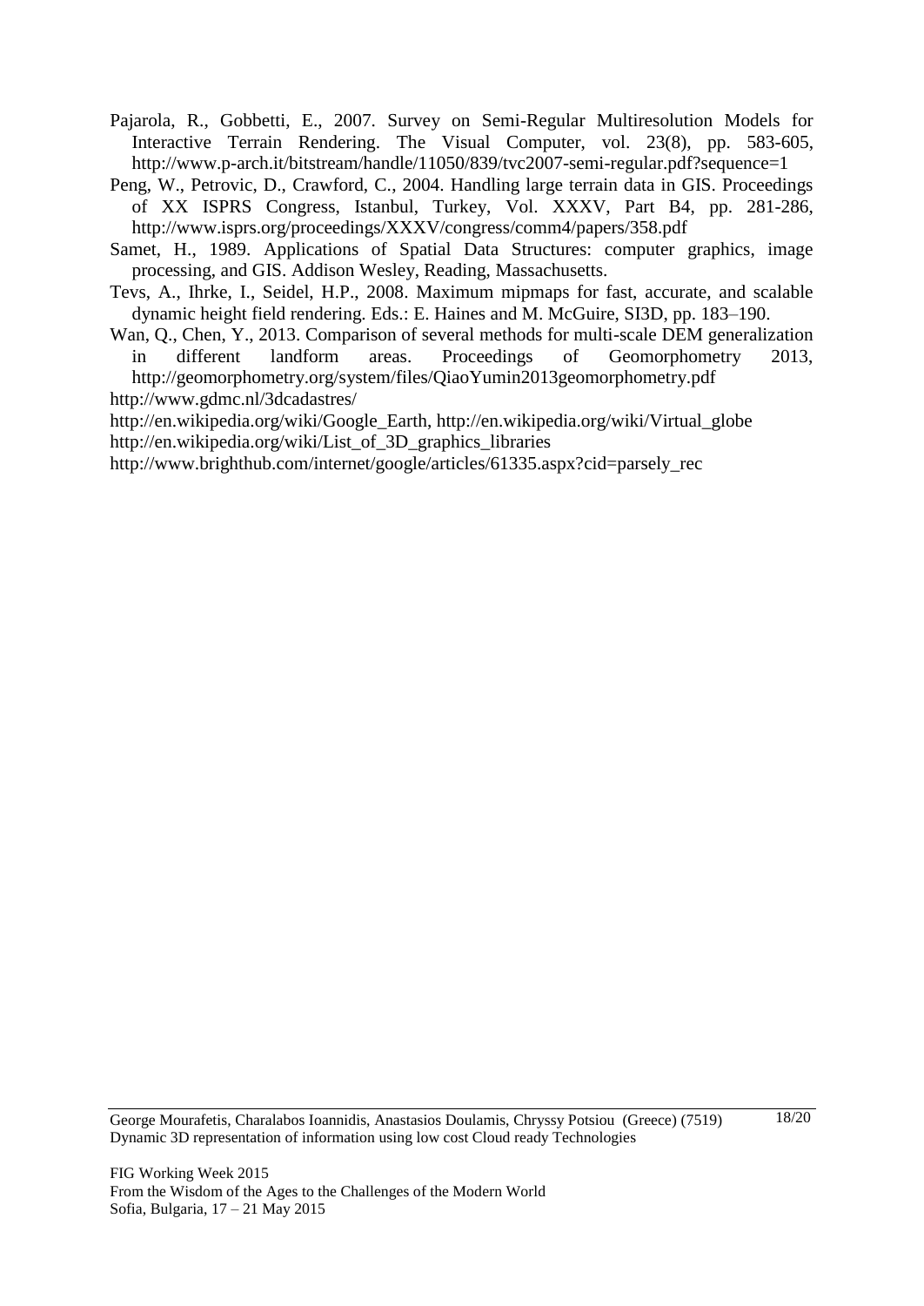Pajarola, R., Gobbetti, E., 2007. Survey on Semi-Regular Multiresolution Models for Interactive Terrain Rendering. The Visual Computer, vol. 23(8), pp. 583-605, http://www.p-arch.it/bitstream/handle/11050/839/tvc2007-semi-regular.pdf?sequence=1

Peng, W., Petrovic, D., Crawford, C., 2004. Handling large terrain data in GIS. Proceedings of XX ISPRS Congress, Istanbul, Turkey, Vol. XXXV, Part B4, pp. 281-286, http://www.isprs.org/proceedings/XXXV/congress/comm4/papers/358.pdf

Samet, H., 1989. Applications of Spatial Data Structures: computer graphics, image processing, and GIS. Addison Wesley, Reading, Massachusetts.

Tevs, A., Ihrke, I., Seidel, H.P., 2008. Maximum mipmaps for fast, accurate, and scalable dynamic height field rendering. Eds.: E. Haines and M. McGuire, SI3D, pp. 183–190.

Wan, Q., Chen, Y., 2013. Comparison of several methods for multi-scale DEM generalization in different landform areas. Proceedings of Geomorphometry 2013, http://geomorphometry.org/system/files/QiaoYumin2013geomorphometry.pdf

http://www.gdmc.nl/3dcadastres/

http://en.wikipedia.org/wiki/Google_Earth, http://en.wikipedia.org/wiki/Virtual_globe

http://en.wikipedia.org/wiki/List_of_3D_graphics_libraries

http://www.brighthub.com/internet/google/articles/61335.aspx?cid=parsely_rec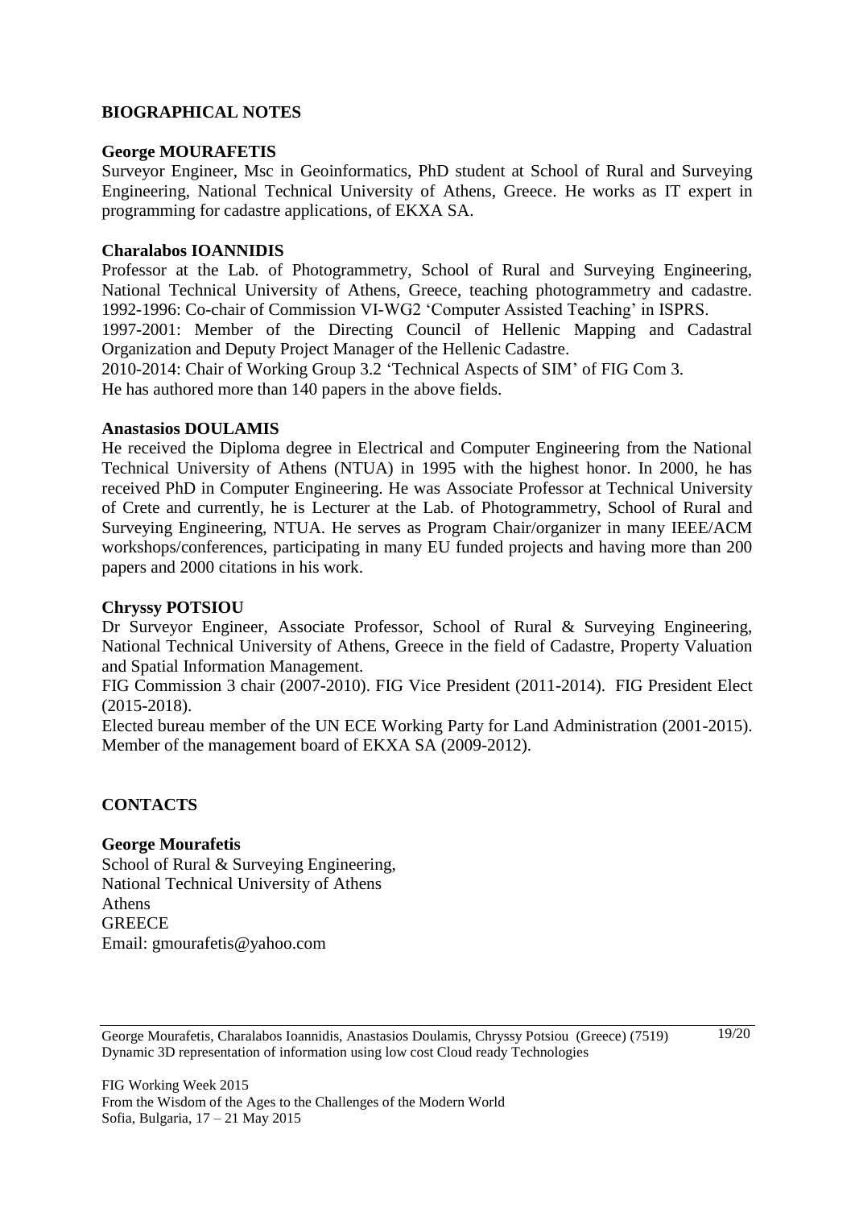## BIOGRAPHICAL NOTES

**George MOURAFETIS**

Surveyor Engineer, Msc in Geoinformatics, PhD student at School of Rural and Surveying Engineering, National Technical University of Athens, Greece. He works as IT expert in programming for cadastre applications, of EKXA SA.

**Charalabos IOANNIDIS**

Professor at the Lab. of Photogrammetry, School of Rural and Surveying Engineering, National Technical University of Athens, Greece, teaching photogrammetry and cadastre.
1992-1996: Co-chair of Commission VI-WG2 'Computer Assisted Teaching' in ISPRS.
1997-2001: Member of the Directing Council of Hellenic Mapping and Cadastral Organization and Deputy Project Manager of the Hellenic Cadastre.
2010-2014: Chair of Working Group 3.2 'Technical Aspects of SIM' of FIG Com 3.
He has authored more than 140 papers in the above fields.

**Anastasios DOULAMIS**

He received the Diploma degree in Electrical and Computer Engineering from the National Technical University of Athens (NTUA) in 1995 with the highest honor. In 2000, he has received PhD in Computer Engineering. He was Associate Professor at Technical University of Crete and currently, he is Lecturer at the Lab. of Photogrammetry, School of Rural and Surveying Engineering, NTUA. He serves as Program Chair/organizer in many IEEE/ACM workshops/conferences, participating in many EU funded projects and having more than 200 papers and 2000 citations in his work.

**Chryssy POTSIOU**

Dr Surveyor Engineer, Associate Professor, School of Rural & Surveying Engineering, National Technical University of Athens, Greece in the field of Cadastre, Property Valuation and Spatial Information Management.
FIG Commission 3 chair (2007-2010). FIG Vice President (2011-2014). FIG President Elect (2015-2018).
Elected bureau member of the UN ECE Working Party for Land Administration (2001-2015). Member of the management board of EKXA SA (2009-2012).

## CONTACTS

**George Mourafetis**
School of Rural & Surveying Engineering,
National Technical University of Athens
Athens
GREECE
Email: gmourafetis@yahoo.com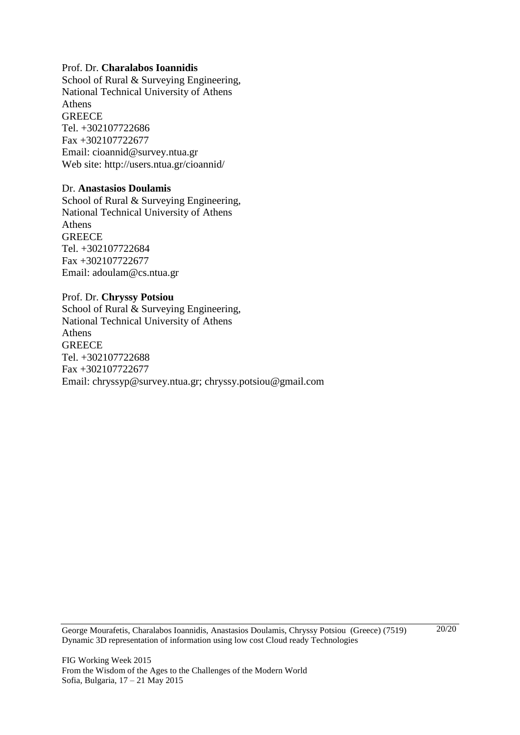Prof. Dr. **Charalabos Ioannidis**
School of Rural & Surveying Engineering,
National Technical University of Athens
Athens
GREECE
Tel. +302107722686
Fax +302107722677
Email: cioannid@survey.ntua.gr
Web site: http://users.ntua.gr/cioannid/

Dr. **Anastasios Doulamis**
School of Rural & Surveying Engineering,
National Technical University of Athens
Athens
GREECE
Tel. +302107722684
Fax +302107722677
Email: adoulam@cs.ntua.gr

Prof. Dr. **Chryssy Potsiou**
School of Rural & Surveying Engineering,
National Technical University of Athens
Athens
GREECE
Tel. +302107722688
Fax +302107722677
Email: chryssyp@survey.ntua.gr; chryssy.potsiou@gmail.com